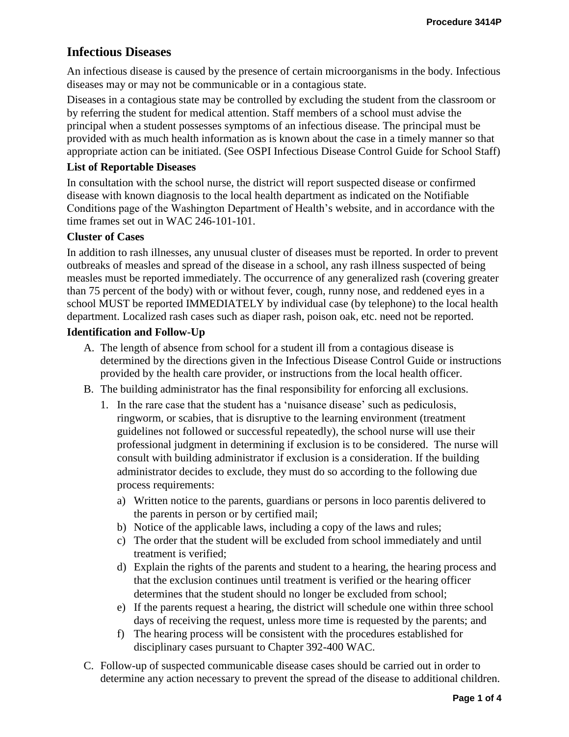# Infectious Diseases

An infectious disease is caused by the presence of certain microorganisms in the body. Infectious diseases may or may not be communicable or in a contagious state.

Diseases in a contagious state may be controlled by excluding the student from the classroom or by referring the student for medical attention. Staff members of a school must advise the principal when a student possesses symptoms of an infectious disease. The principal must be provided with as much health information as is known about the case in a timely manner so that appropriate action can be initiated. (See OSPI Infectious Disease Control Guide for School Staff)

### List of Reportable Diseases

In consultation with the school nurse, the district will report suspected disease or confirmed disease with known diagnosis to the local health department as indicated on the Notifiable Conditions page of the Washington Department of Health's website, and in accordance with the time frames set out in WAC 246-101-101.

### Cluster of Cases

In addition to rash illnesses, any unusual cluster of diseases must be reported. In order to prevent outbreaks of measles and spread of the disease in a school, any rash illness suspected of being measles must be reported immediately. The occurrence of any generalized rash (covering greater than 75 percent of the body) with or without fever, cough, runny nose, and reddened eyes in a school MUST be reported IMMEDIATELY by individual case (by telephone) to the local health department. Localized rash cases such as diaper rash, poison oak, etc. need not be reported.

### Identification and Follow-Up

A. The length of absence from school for a student ill from a contagious disease is determined by the directions given in the Infectious Disease Control Guide or instructions provided by the health care provider, or instructions from the local health officer.

B. The building administrator has the final responsibility for enforcing all exclusions.

   1. In the rare case that the student has a 'nuisance disease' such as pediculosis, ringworm, or scabies, that is disruptive to the learning environment (treatment guidelines not followed or successful repeatedly), the school nurse will use their professional judgment in determining if exclusion is to be considered. The nurse will consult with building administrator if exclusion is a consideration. If the building administrator decides to exclude, they must do so according to the following due process requirements:

      a) Written notice to the parents, guardians or persons in loco parentis delivered to the parents in person or by certified mail;

      b) Notice of the applicable laws, including a copy of the laws and rules;

      c) The order that the student will be excluded from school immediately and until treatment is verified;

      d) Explain the rights of the parents and student to a hearing, the hearing process and that the exclusion continues until treatment is verified or the hearing officer determines that the student should no longer be excluded from school;

      e) If the parents request a hearing, the district will schedule one within three school days of receiving the request, unless more time is requested by the parents; and

      f) The hearing process will be consistent with the procedures established for disciplinary cases pursuant to Chapter 392-400 WAC.

C. Follow-up of suspected communicable disease cases should be carried out in order to determine any action necessary to prevent the spread of the disease to additional children.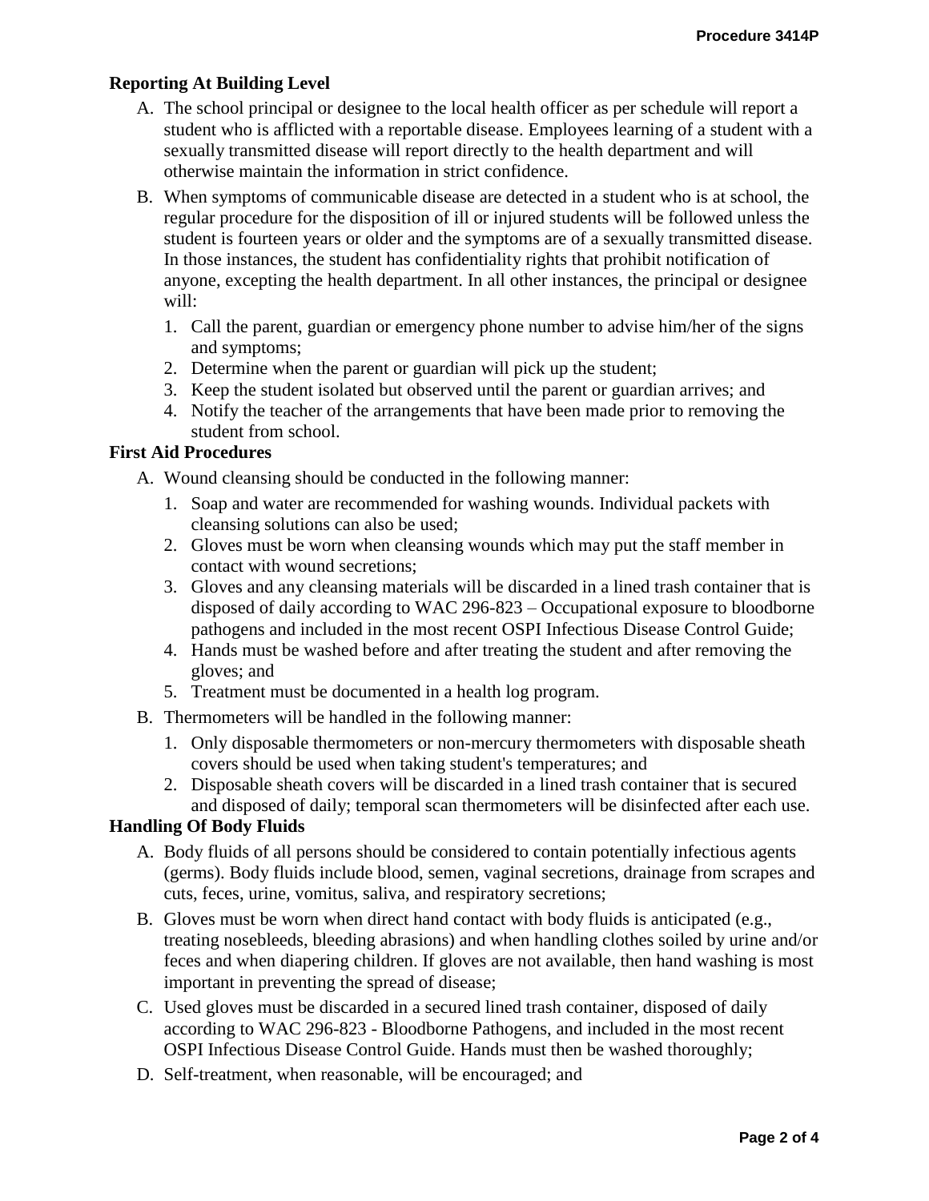## Reporting At Building Level

A. The school principal or designee to the local health officer as per schedule will report a student who is afflicted with a reportable disease. Employees learning of a student with a sexually transmitted disease will report directly to the health department and will otherwise maintain the information in strict confidence.

B. When symptoms of communicable disease are detected in a student who is at school, the regular procedure for the disposition of ill or injured students will be followed unless the student is fourteen years or older and the symptoms are of a sexually transmitted disease. In those instances, the student has confidentiality rights that prohibit notification of anyone, excepting the health department. In all other instances, the principal or designee will:

   1. Call the parent, guardian or emergency phone number to advise him/her of the signs and symptoms;
   2. Determine when the parent or guardian will pick up the student;
   3. Keep the student isolated but observed until the parent or guardian arrives; and
   4. Notify the teacher of the arrangements that have been made prior to removing the student from school.

## First Aid Procedures

A. Wound cleansing should be conducted in the following manner:

   1. Soap and water are recommended for washing wounds. Individual packets with cleansing solutions can also be used;
   2. Gloves must be worn when cleansing wounds which may put the staff member in contact with wound secretions;
   3. Gloves and any cleansing materials will be discarded in a lined trash container that is disposed of daily according to WAC 296-823 – Occupational exposure to bloodborne pathogens and included in the most recent OSPI Infectious Disease Control Guide;
   4. Hands must be washed before and after treating the student and after removing the gloves; and
   5. Treatment must be documented in a health log program.

B. Thermometers will be handled in the following manner:

   1. Only disposable thermometers or non-mercury thermometers with disposable sheath covers should be used when taking student's temperatures; and
   2. Disposable sheath covers will be discarded in a lined trash container that is secured and disposed of daily; temporal scan thermometers will be disinfected after each use.

## Handling Of Body Fluids

A. Body fluids of all persons should be considered to contain potentially infectious agents (germs). Body fluids include blood, semen, vaginal secretions, drainage from scrapes and cuts, feces, urine, vomitus, saliva, and respiratory secretions;

B. Gloves must be worn when direct hand contact with body fluids is anticipated (e.g., treating nosebleeds, bleeding abrasions) and when handling clothes soiled by urine and/or feces and when diapering children. If gloves are not available, then hand washing is most important in preventing the spread of disease;

C. Used gloves must be discarded in a secured lined trash container, disposed of daily according to WAC 296-823 - Bloodborne Pathogens, and included in the most recent OSPI Infectious Disease Control Guide. Hands must then be washed thoroughly;

D. Self-treatment, when reasonable, will be encouraged; and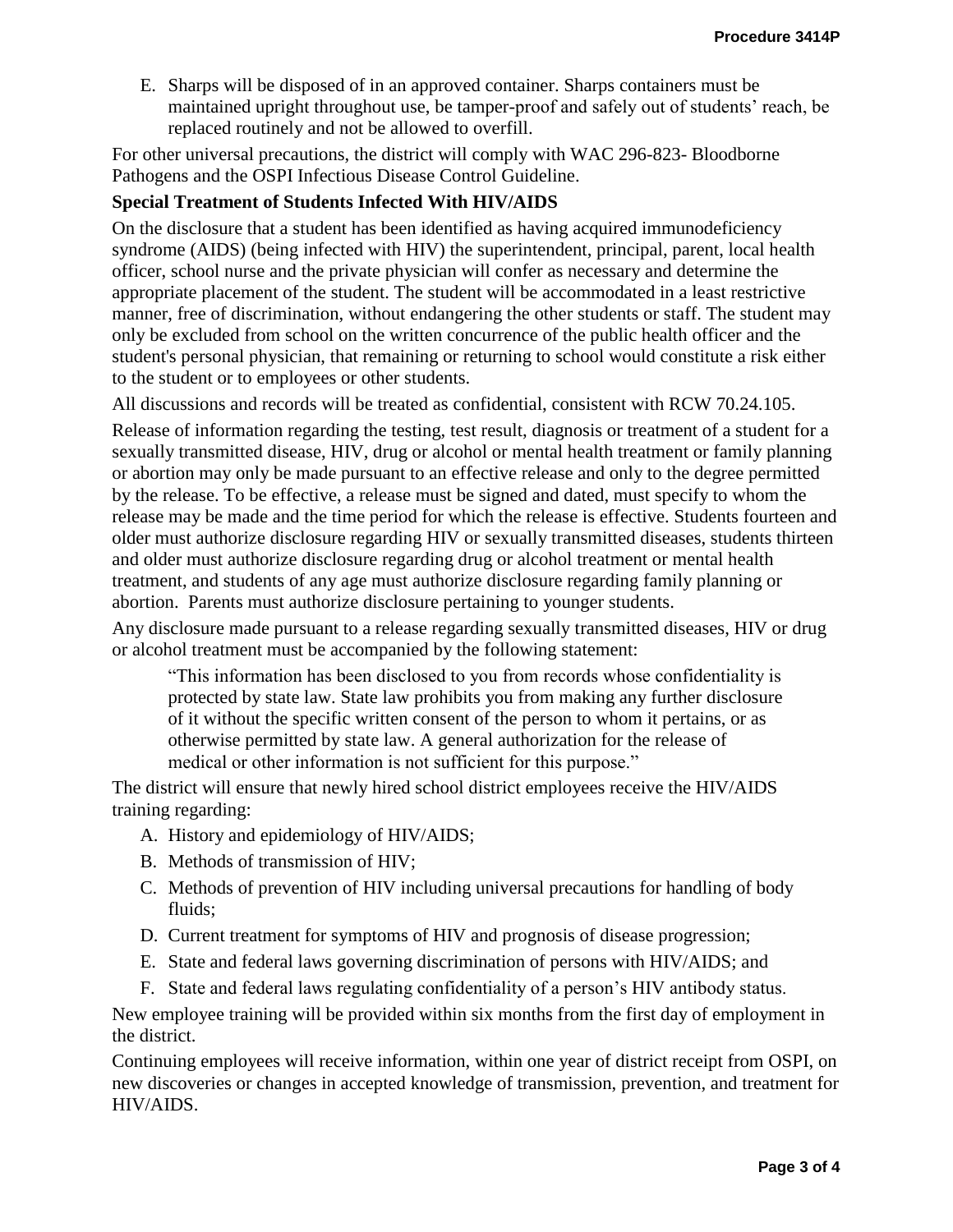E. Sharps will be disposed of in an approved container. Sharps containers must be maintained upright throughout use, be tamper-proof and safely out of students' reach, be replaced routinely and not be allowed to overfill.

For other universal precautions, the district will comply with WAC 296-823- Bloodborne Pathogens and the OSPI Infectious Disease Control Guideline.

**Special Treatment of Students Infected With HIV/AIDS**

On the disclosure that a student has been identified as having acquired immunodeficiency syndrome (AIDS) (being infected with HIV) the superintendent, principal, parent, local health officer, school nurse and the private physician will confer as necessary and determine the appropriate placement of the student. The student will be accommodated in a least restrictive manner, free of discrimination, without endangering the other students or staff. The student may only be excluded from school on the written concurrence of the public health officer and the student's personal physician, that remaining or returning to school would constitute a risk either to the student or to employees or other students.

All discussions and records will be treated as confidential, consistent with RCW 70.24.105.

Release of information regarding the testing, test result, diagnosis or treatment of a student for a sexually transmitted disease, HIV, drug or alcohol or mental health treatment or family planning or abortion may only be made pursuant to an effective release and only to the degree permitted by the release. To be effective, a release must be signed and dated, must specify to whom the release may be made and the time period for which the release is effective. Students fourteen and older must authorize disclosure regarding HIV or sexually transmitted diseases, students thirteen and older must authorize disclosure regarding drug or alcohol treatment or mental health treatment, and students of any age must authorize disclosure regarding family planning or abortion. Parents must authorize disclosure pertaining to younger students.

Any disclosure made pursuant to a release regarding sexually transmitted diseases, HIV or drug or alcohol treatment must be accompanied by the following statement:

> "This information has been disclosed to you from records whose confidentiality is protected by state law. State law prohibits you from making any further disclosure of it without the specific written consent of the person to whom it pertains, or as otherwise permitted by state law. A general authorization for the release of medical or other information is not sufficient for this purpose."

The district will ensure that newly hired school district employees receive the HIV/AIDS training regarding:

A. History and epidemiology of HIV/AIDS;
B. Methods of transmission of HIV;
C. Methods of prevention of HIV including universal precautions for handling of body fluids;
D. Current treatment for symptoms of HIV and prognosis of disease progression;
E. State and federal laws governing discrimination of persons with HIV/AIDS; and
F. State and federal laws regulating confidentiality of a person's HIV antibody status.

New employee training will be provided within six months from the first day of employment in the district.

Continuing employees will receive information, within one year of district receipt from OSPI, on new discoveries or changes in accepted knowledge of transmission, prevention, and treatment for HIV/AIDS.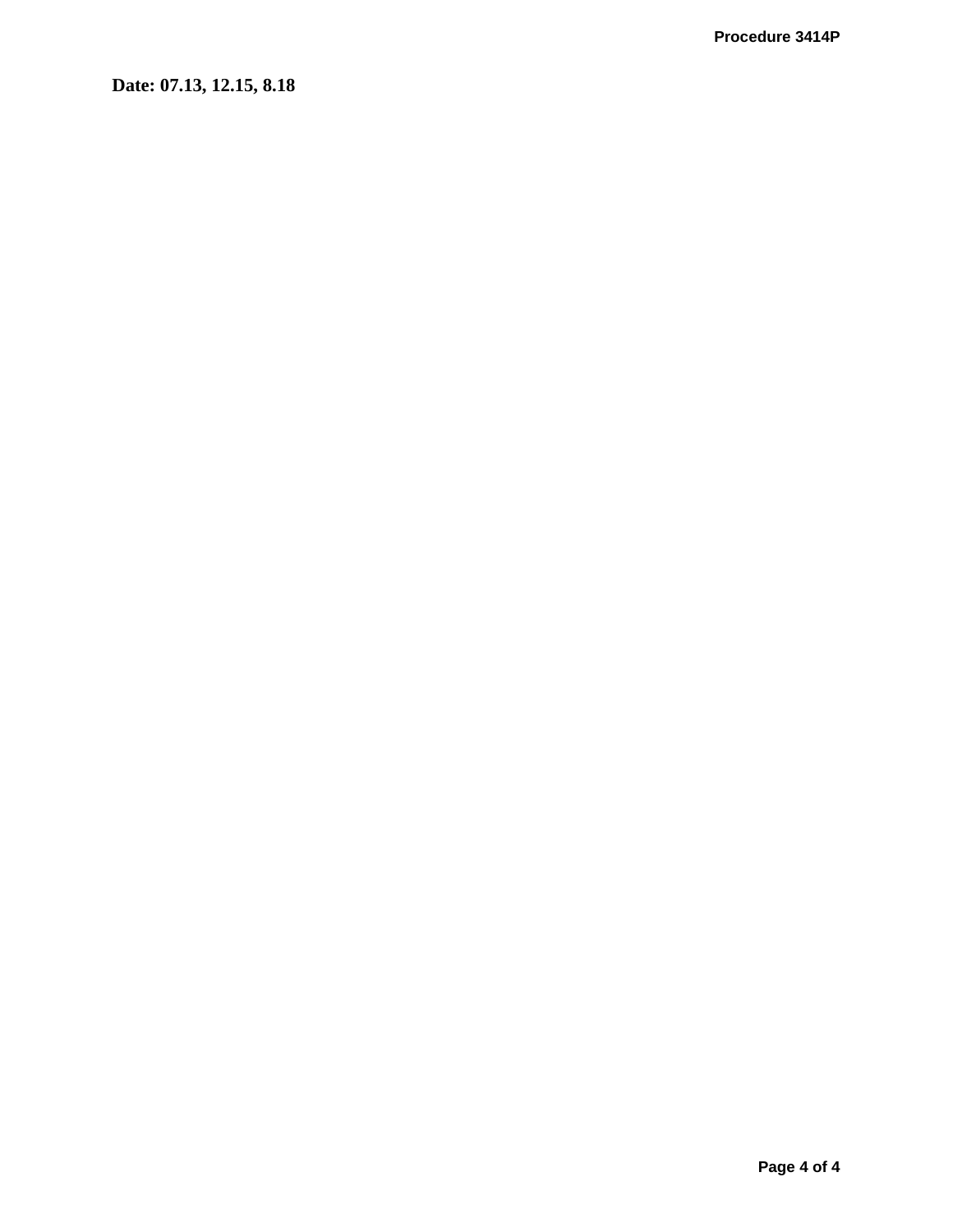**Date: 07.13, 12.15, 8.18**